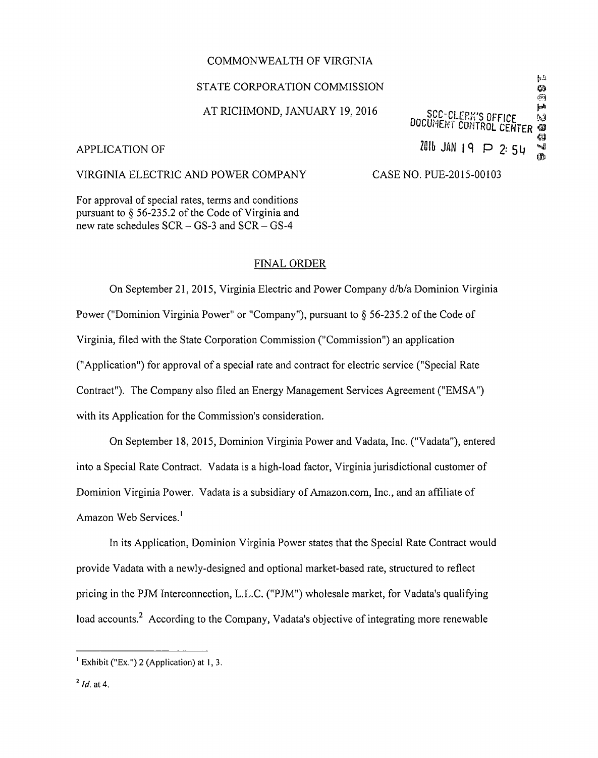COMMONWEALTH OF VIRGINIA

STATE CORPORATION COMMISSION

AT RICHMOND, JANUARY 19, 2016

SCC-CLERK'S OFFICE
DOCUMENT CONTROL CENTER

2016 JAN 19 P 2:54

APPLICATION OF

VIRGINIA ELECTRIC AND POWER COMPANY

CASE NO. PUE-2015-00103

For approval of special rates, terms and conditions pursuant to § 56-235.2 of the Code of Virginia and new rate schedules SCR – GS-3 and SCR – GS-4

## FINAL ORDER

On September 21, 2015, Virginia Electric and Power Company d/b/a Dominion Virginia Power ("Dominion Virginia Power" or "Company"), pursuant to § 56-235.2 of the Code of Virginia, filed with the State Corporation Commission ("Commission") an application ("Application") for approval of a special rate and contract for electric service ("Special Rate Contract"). The Company also filed an Energy Management Services Agreement ("EMSA") with its Application for the Commission's consideration.

On September 18, 2015, Dominion Virginia Power and Vadata, Inc. ("Vadata"), entered into a Special Rate Contract. Vadata is a high-load factor, Virginia jurisdictional customer of Dominion Virginia Power. Vadata is a subsidiary of Amazon.com, Inc., and an affiliate of Amazon Web Services.[1]

In its Application, Dominion Virginia Power states that the Special Rate Contract would provide Vadata with a newly-designed and optional market-based rate, structured to reflect pricing in the PJM Interconnection, L.L.C. ("PJM") wholesale market, for Vadata's qualifying load accounts.[2] According to the Company, Vadata's objective of integrating more renewable

---

[1] Exhibit ("Ex.") 2 (Application) at 1, 3.

[2] *Id.* at 4.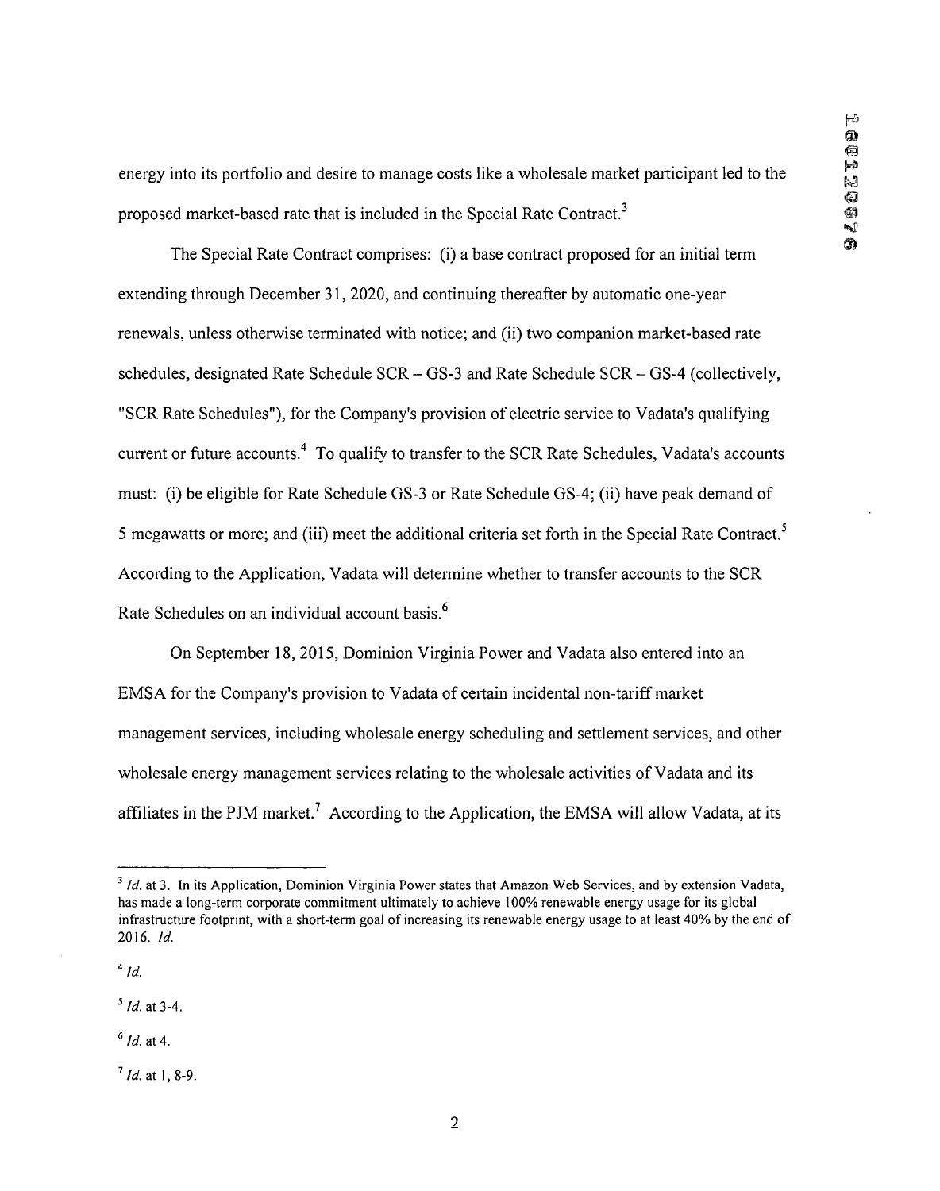energy into its portfolio and desire to manage costs like a wholesale market participant led to the proposed market-based rate that is included in the Special Rate Contract.[3]

The Special Rate Contract comprises: (i) a base contract proposed for an initial term extending through December 31, 2020, and continuing thereafter by automatic one-year renewals, unless otherwise terminated with notice; and (ii) two companion market-based rate schedules, designated Rate Schedule SCR – GS-3 and Rate Schedule SCR – GS-4 (collectively, "SCR Rate Schedules"), for the Company's provision of electric service to Vadata's qualifying current or future accounts.[4] To qualify to transfer to the SCR Rate Schedules, Vadata's accounts must: (i) be eligible for Rate Schedule GS-3 or Rate Schedule GS-4; (ii) have peak demand of 5 megawatts or more; and (iii) meet the additional criteria set forth in the Special Rate Contract.[5] According to the Application, Vadata will determine whether to transfer accounts to the SCR Rate Schedules on an individual account basis.[6]

On September 18, 2015, Dominion Virginia Power and Vadata also entered into an EMSA for the Company's provision to Vadata of certain incidental non-tariff market management services, including wholesale energy scheduling and settlement services, and other wholesale energy management services relating to the wholesale activities of Vadata and its affiliates in the PJM market.[7] According to the Application, the EMSA will allow Vadata, at its

---

[3] *Id.* at 3. In its Application, Dominion Virginia Power states that Amazon Web Services, and by extension Vadata, has made a long-term corporate commitment ultimately to achieve 100% renewable energy usage for its global infrastructure footprint, with a short-term goal of increasing its renewable energy usage to at least 40% by the end of 2016. *Id.*

[4] *Id.*

[5] *Id.* at 3-4.

[6] *Id.* at 4.

[7] *Id.* at 1, 8-9.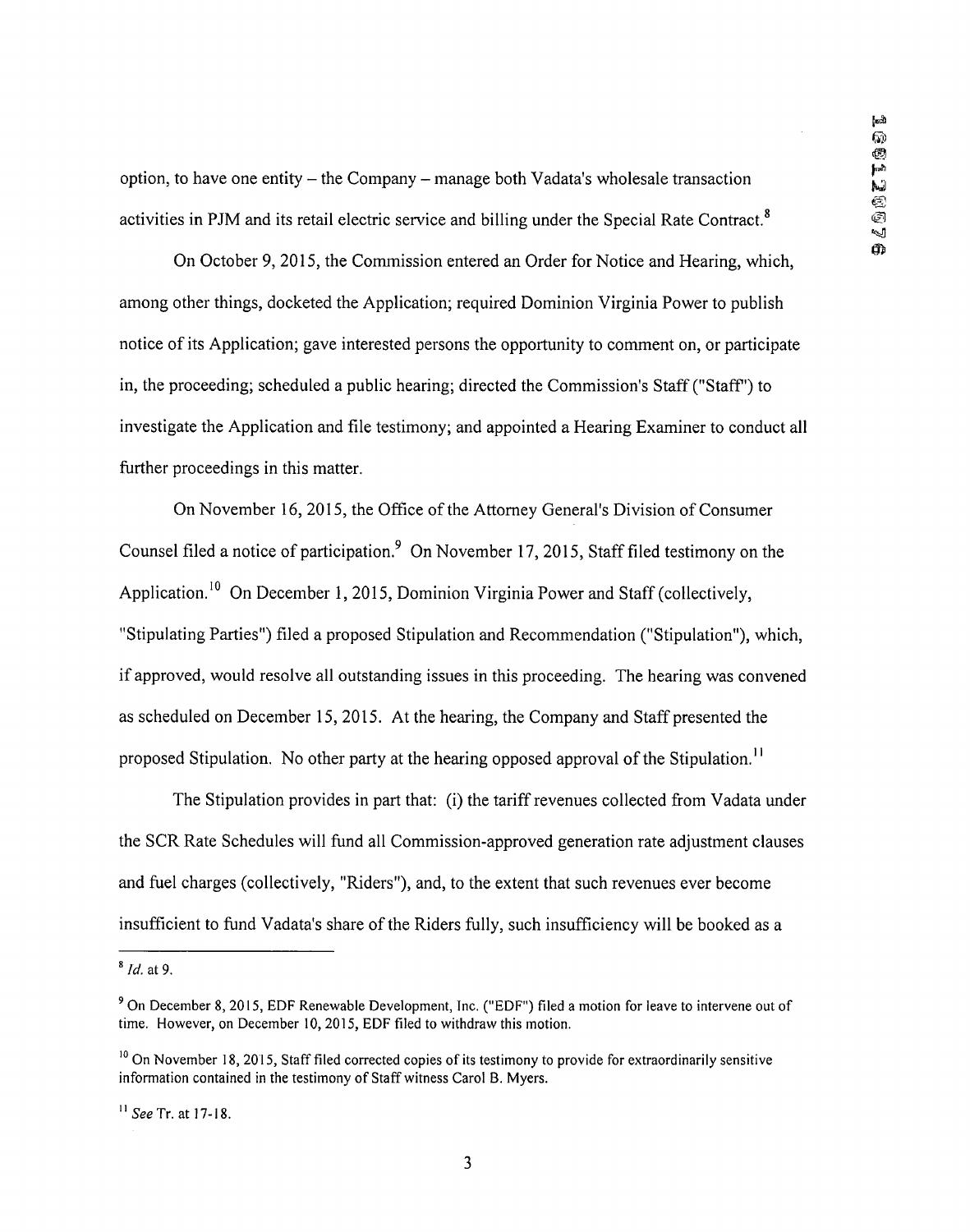option, to have one entity – the Company – manage both Vadata's wholesale transaction activities in PJM and its retail electric service and billing under the Special Rate Contract.[8]

On October 9, 2015, the Commission entered an Order for Notice and Hearing, which, among other things, docketed the Application; required Dominion Virginia Power to publish notice of its Application; gave interested persons the opportunity to comment on, or participate in, the proceeding; scheduled a public hearing; directed the Commission's Staff ("Staff") to investigate the Application and file testimony; and appointed a Hearing Examiner to conduct all further proceedings in this matter.

On November 16, 2015, the Office of the Attorney General's Division of Consumer Counsel filed a notice of participation.[9] On November 17, 2015, Staff filed testimony on the Application.[10] On December 1, 2015, Dominion Virginia Power and Staff (collectively, "Stipulating Parties") filed a proposed Stipulation and Recommendation ("Stipulation"), which, if approved, would resolve all outstanding issues in this proceeding. The hearing was convened as scheduled on December 15, 2015. At the hearing, the Company and Staff presented the proposed Stipulation. No other party at the hearing opposed approval of the Stipulation.[11]

The Stipulation provides in part that: (i) the tariff revenues collected from Vadata under the SCR Rate Schedules will fund all Commission-approved generation rate adjustment clauses and fuel charges (collectively, "Riders"), and, to the extent that such revenues ever become insufficient to fund Vadata's share of the Riders fully, such insufficiency will be booked as a

---

[8] *Id.* at 9.

[9] On December 8, 2015, EDF Renewable Development, Inc. ("EDF") filed a motion for leave to intervene out of time. However, on December 10, 2015, EDF filed to withdraw this motion.

[10] On November 18, 2015, Staff filed corrected copies of its testimony to provide for extraordinarily sensitive information contained in the testimony of Staff witness Carol B. Myers.

[11] *See* Tr. at 17-18.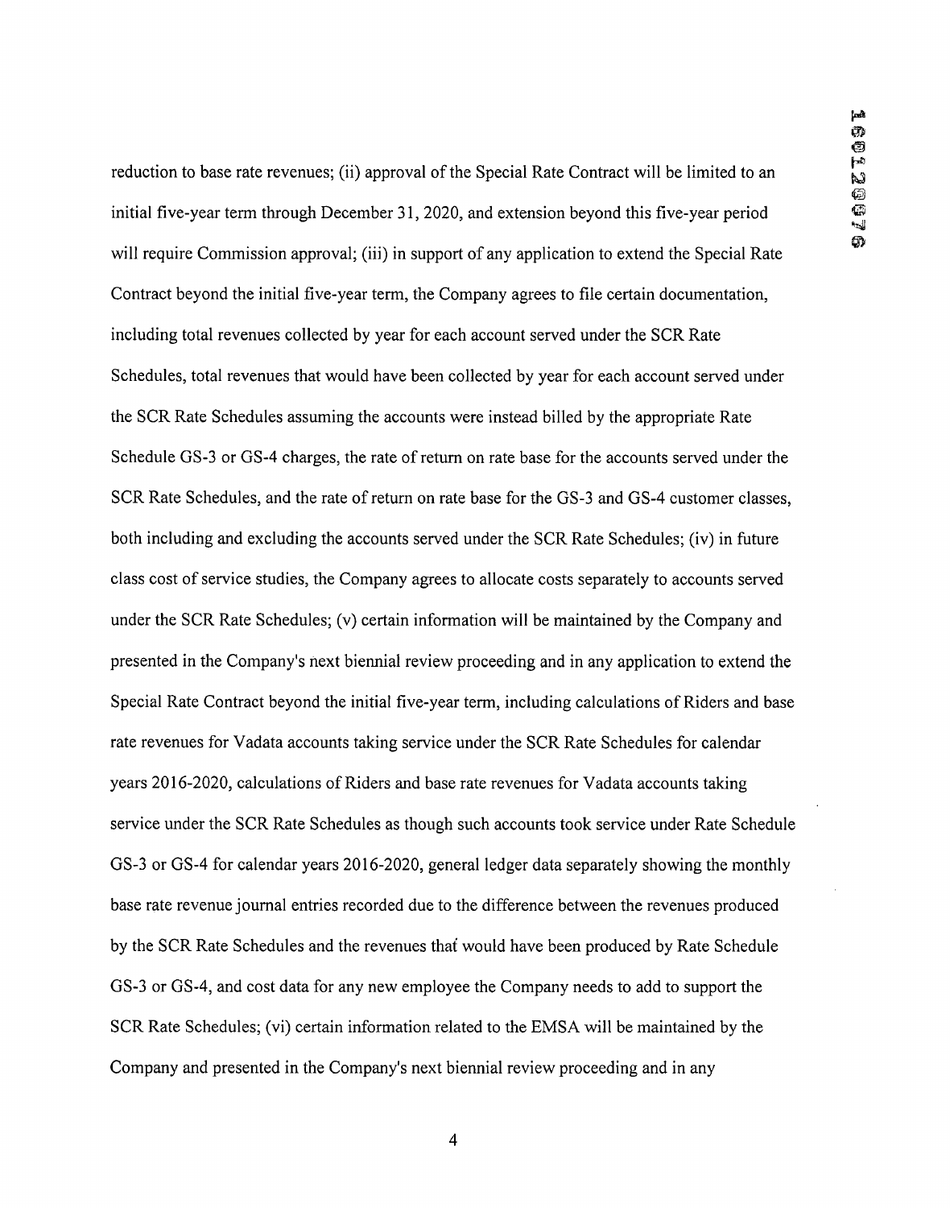reduction to base rate revenues; (ii) approval of the Special Rate Contract will be limited to an initial five-year term through December 31, 2020, and extension beyond this five-year period will require Commission approval; (iii) in support of any application to extend the Special Rate Contract beyond the initial five-year term, the Company agrees to file certain documentation, including total revenues collected by year for each account served under the SCR Rate Schedules, total revenues that would have been collected by year for each account served under the SCR Rate Schedules assuming the accounts were instead billed by the appropriate Rate Schedule GS-3 or GS-4 charges, the rate of return on rate base for the accounts served under the SCR Rate Schedules, and the rate of return on rate base for the GS-3 and GS-4 customer classes, both including and excluding the accounts served under the SCR Rate Schedules; (iv) in future class cost of service studies, the Company agrees to allocate costs separately to accounts served under the SCR Rate Schedules; (v) certain information will be maintained by the Company and presented in the Company's next biennial review proceeding and in any application to extend the Special Rate Contract beyond the initial five-year term, including calculations of Riders and base rate revenues for Vadata accounts taking service under the SCR Rate Schedules for calendar years 2016-2020, calculations of Riders and base rate revenues for Vadata accounts taking service under the SCR Rate Schedules as though such accounts took service under Rate Schedule GS-3 or GS-4 for calendar years 2016-2020, general ledger data separately showing the monthly base rate revenue journal entries recorded due to the difference between the revenues produced by the SCR Rate Schedules and the revenues that would have been produced by Rate Schedule GS-3 or GS-4, and cost data for any new employee the Company needs to add to support the SCR Rate Schedules; (vi) certain information related to the EMSA will be maintained by the Company and presented in the Company's next biennial review proceeding and in any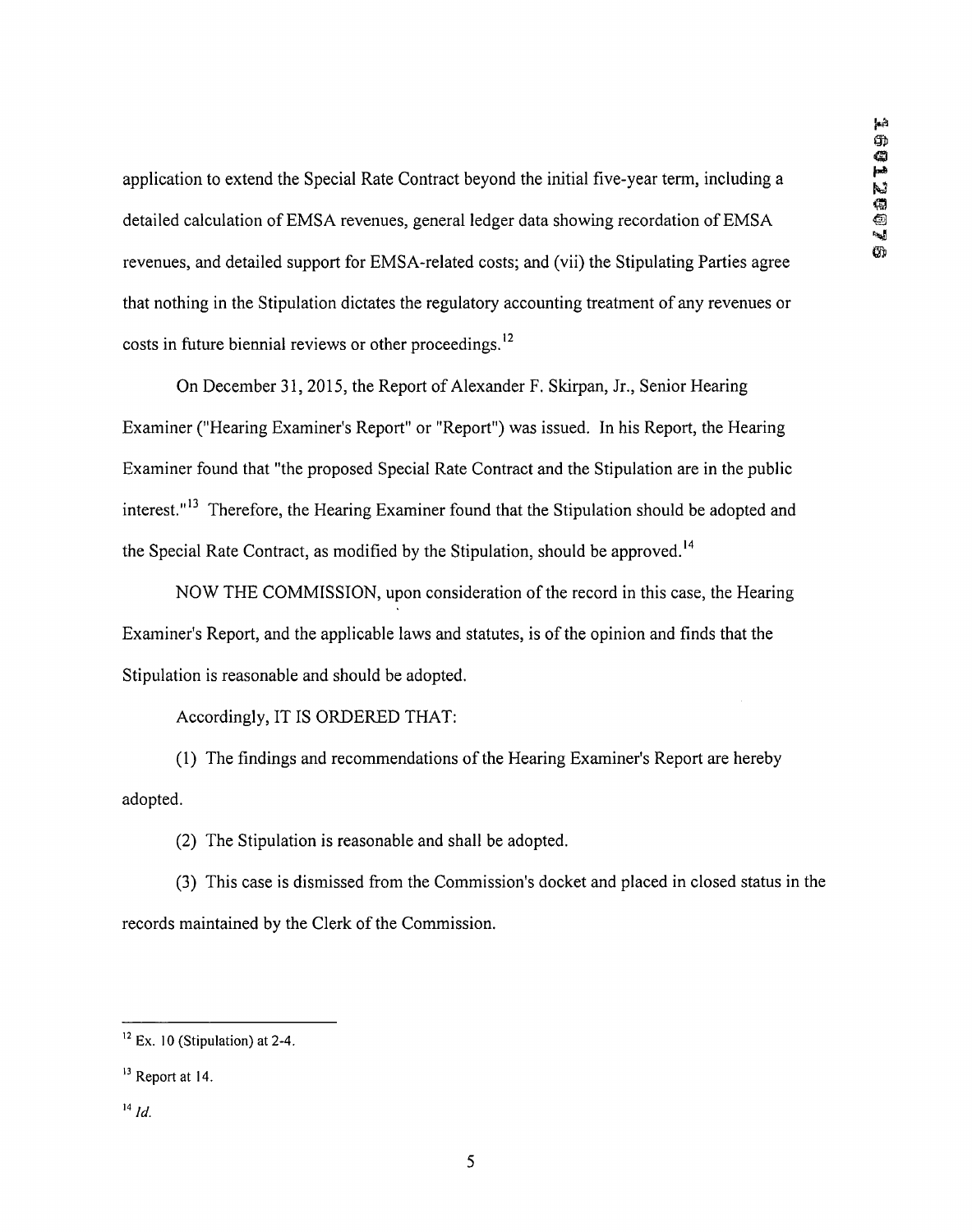application to extend the Special Rate Contract beyond the initial five-year term, including a detailed calculation of EMSA revenues, general ledger data showing recordation of EMSA revenues, and detailed support for EMSA-related costs; and (vii) the Stipulating Parties agree that nothing in the Stipulation dictates the regulatory accounting treatment of any revenues or costs in future biennial reviews or other proceedings.[12]

On December 31, 2015, the Report of Alexander F. Skirpan, Jr., Senior Hearing Examiner ("Hearing Examiner's Report" or "Report") was issued. In his Report, the Hearing Examiner found that "the proposed Special Rate Contract and the Stipulation are in the public interest."[13] Therefore, the Hearing Examiner found that the Stipulation should be adopted and the Special Rate Contract, as modified by the Stipulation, should be approved.[14]

NOW THE COMMISSION, upon consideration of the record in this case, the Hearing Examiner's Report, and the applicable laws and statutes, is of the opinion and finds that the Stipulation is reasonable and should be adopted.

Accordingly, IT IS ORDERED THAT:

(1) The findings and recommendations of the Hearing Examiner's Report are hereby adopted.

(2) The Stipulation is reasonable and shall be adopted.

(3) This case is dismissed from the Commission's docket and placed in closed status in the records maintained by the Clerk of the Commission.

---

[12] Ex. 10 (Stipulation) at 2-4.

[13] Report at 14.

[14] *Id.*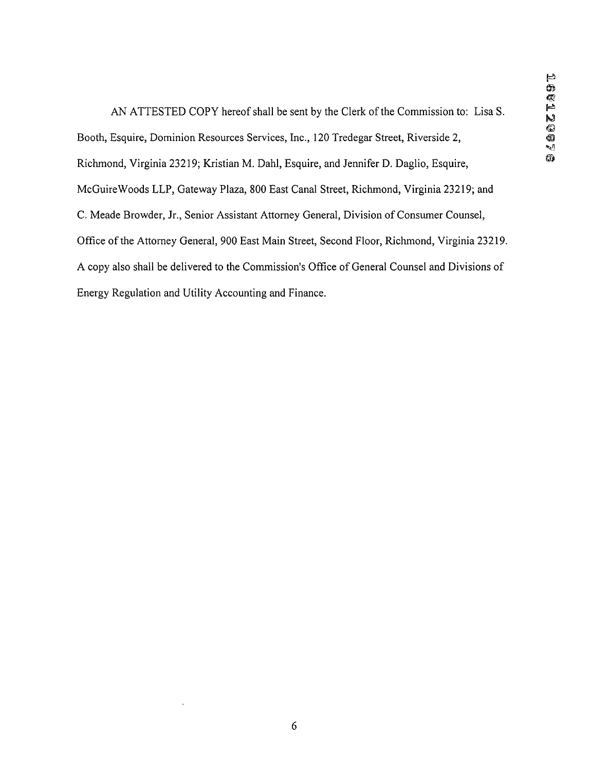AN ATTESTED COPY hereof shall be sent by the Clerk of the Commission to: Lisa S. Booth, Esquire, Dominion Resources Services, Inc., 120 Tredegar Street, Riverside 2, Richmond, Virginia 23219; Kristian M. Dahl, Esquire, and Jennifer D. Daglio, Esquire, McGuireWoods LLP, Gateway Plaza, 800 East Canal Street, Richmond, Virginia 23219; and C. Meade Browder, Jr., Senior Assistant Attorney General, Division of Consumer Counsel, Office of the Attorney General, 900 East Main Street, Second Floor, Richmond, Virginia 23219. A copy also shall be delivered to the Commission's Office of General Counsel and Divisions of Energy Regulation and Utility Accounting and Finance.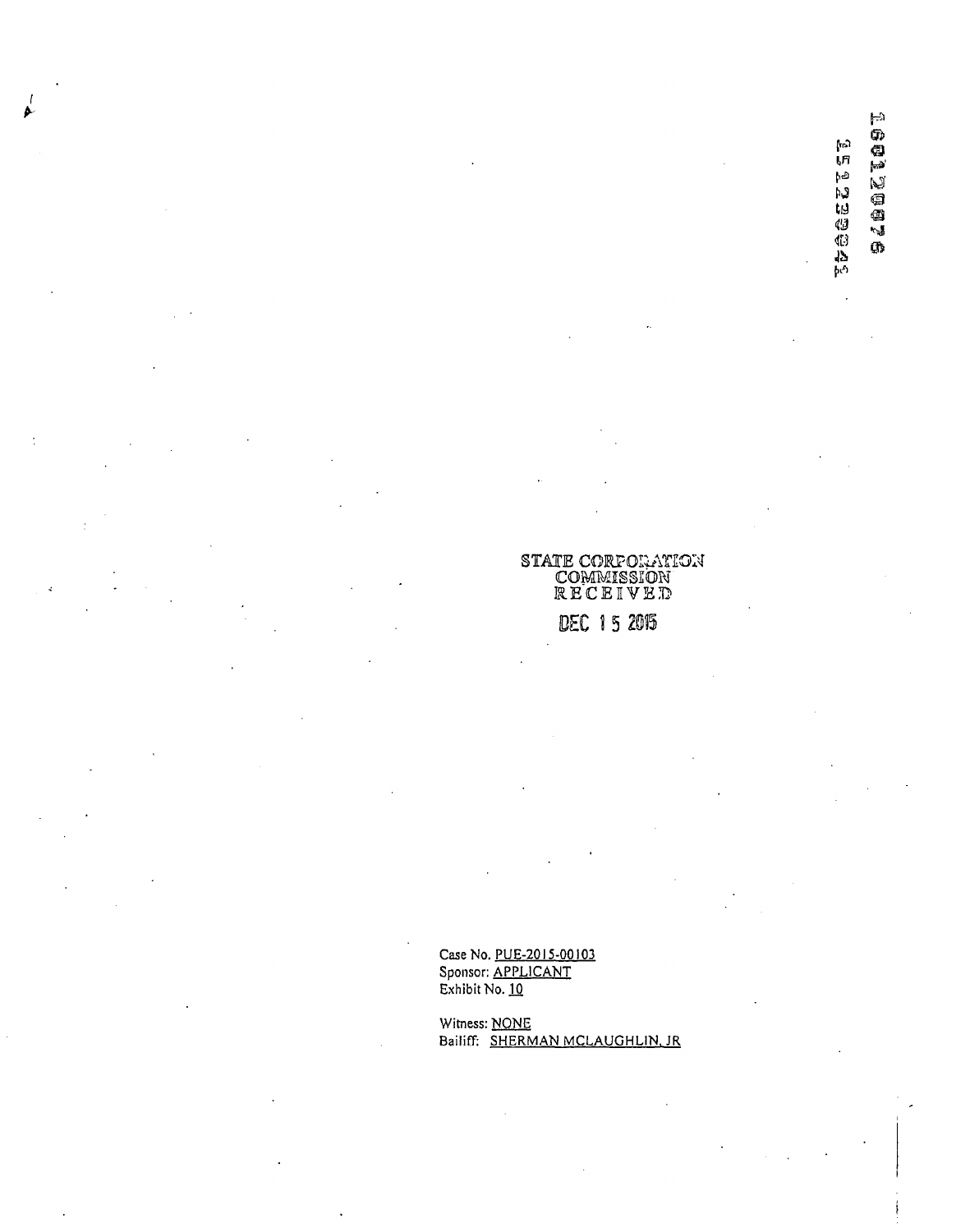160120076

151230045

STATE CORPORATION
COMMISSION
RECEIVED

DEC 15 2015

Case No. PUE-2015-00103
Sponsor: APPLICANT
Exhibit No. 10

Witness: NONE
Bailiff: SHERMAN MCLAUGHLIN, JR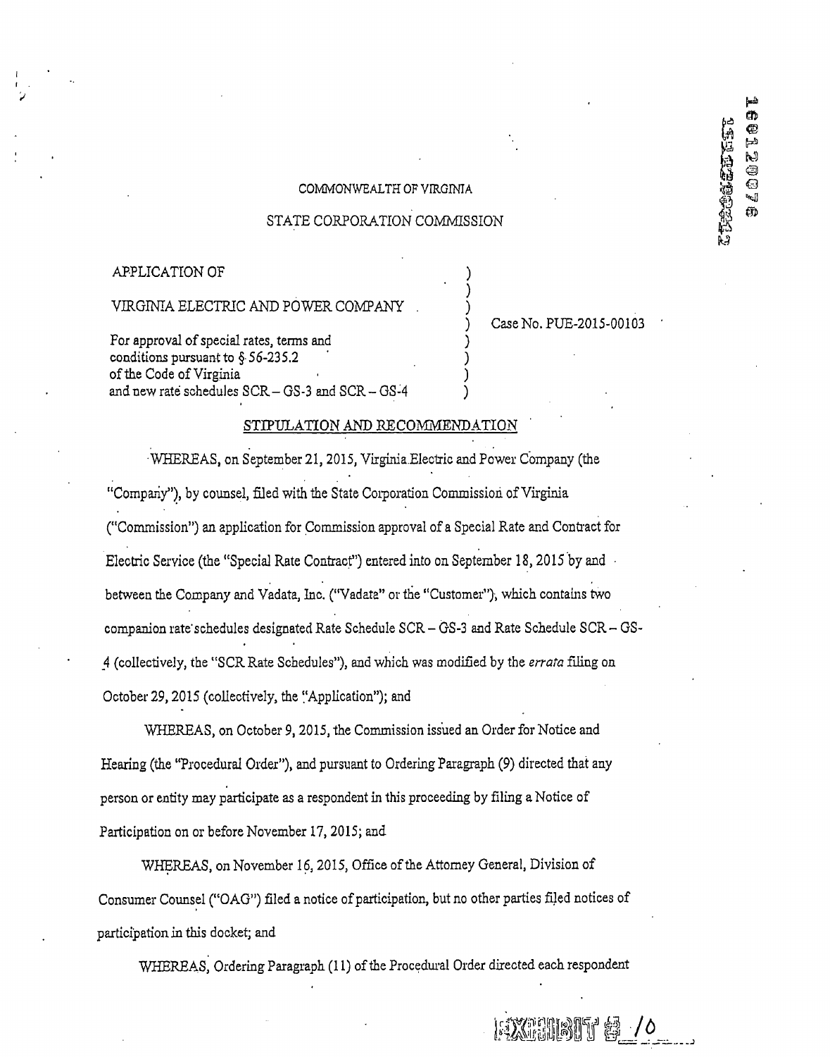COMMONWEALTH OF VIRGINIA

STATE CORPORATION COMMISSION

| | | |
|---|---|---|
| APPLICATION OF | ) | |
| | ) | |
| VIRGINIA ELECTRIC AND POWER COMPANY | ) | |
| | ) | Case No. PUE-2015-00103 |
| For approval of special rates, terms and | ) | |
| conditions pursuant to § 56-235.2 | ) | |
| of the Code of Virginia | ) | |
| and new rate schedules SCR – GS-3 and SCR – GS-4 | ) | |

## STIPULATION AND RECOMMENDATION

WHEREAS, on September 21, 2015, Virginia Electric and Power Company (the "Company"), by counsel, filed with the State Corporation Commission of Virginia ("Commission") an application for Commission approval of a Special Rate and Contract for Electric Service (the "Special Rate Contract") entered into on September 18, 2015 by and between the Company and Vadata, Inc. ("Vadata" or the "Customer"), which contains two companion rate schedules designated Rate Schedule SCR – GS-3 and Rate Schedule SCR – GS-4 (collectively, the "SCR Rate Schedules"), and which was modified by the *errata* filing on October 29, 2015 (collectively, the "Application"); and

WHEREAS, on October 9, 2015, the Commission issued an Order for Notice and Hearing (the "Procedural Order"), and pursuant to Ordering Paragraph (9) directed that any person or entity may participate as a respondent in this proceeding by filing a Notice of Participation on or before November 17, 2015; and

WHEREAS, on November 16, 2015, Office of the Attorney General, Division of Consumer Counsel ("OAG") filed a notice of participation, but no other parties filed notices of participation in this docket; and

WHEREAS, Ordering Paragraph (11) of the Procedural Order directed each respondent

EXHIBIT # 10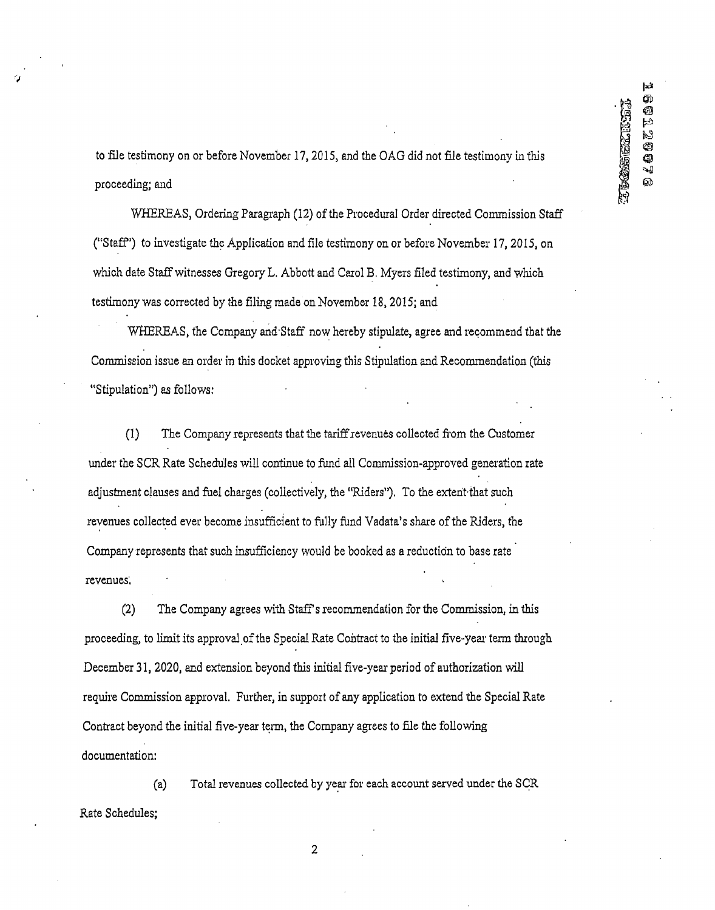to file testimony on or before November 17, 2015, and the OAG did not file testimony in this proceeding; and

WHEREAS, Ordering Paragraph (12) of the Procedural Order directed Commission Staff ("Staff") to investigate the Application and file testimony on or before November 17, 2015, on which date Staff witnesses Gregory L. Abbott and Carol B. Myers filed testimony, and which testimony was corrected by the filing made on November 18, 2015; and

WHEREAS, the Company and Staff now hereby stipulate, agree and recommend that the Commission issue an order in this docket approving this Stipulation and Recommendation (this "Stipulation") as follows:

(1) The Company represents that the tariff revenues collected from the Customer under the SCR Rate Schedules will continue to fund all Commission-approved generation rate adjustment clauses and fuel charges (collectively, the "Riders"). To the extent that such revenues collected ever become insufficient to fully fund Vadata's share of the Riders, the Company represents that such insufficiency would be booked as a reduction to base rate revenues.

(2) The Company agrees with Staff's recommendation for the Commission, in this proceeding, to limit its approval of the Special Rate Contract to the initial five-year term through December 31, 2020, and extension beyond this initial five-year period of authorization will require Commission approval. Further, in support of any application to extend the Special Rate Contract beyond the initial five-year term, the Company agrees to file the following documentation:

(a) Total revenues collected by year for each account served under the SCR Rate Schedules;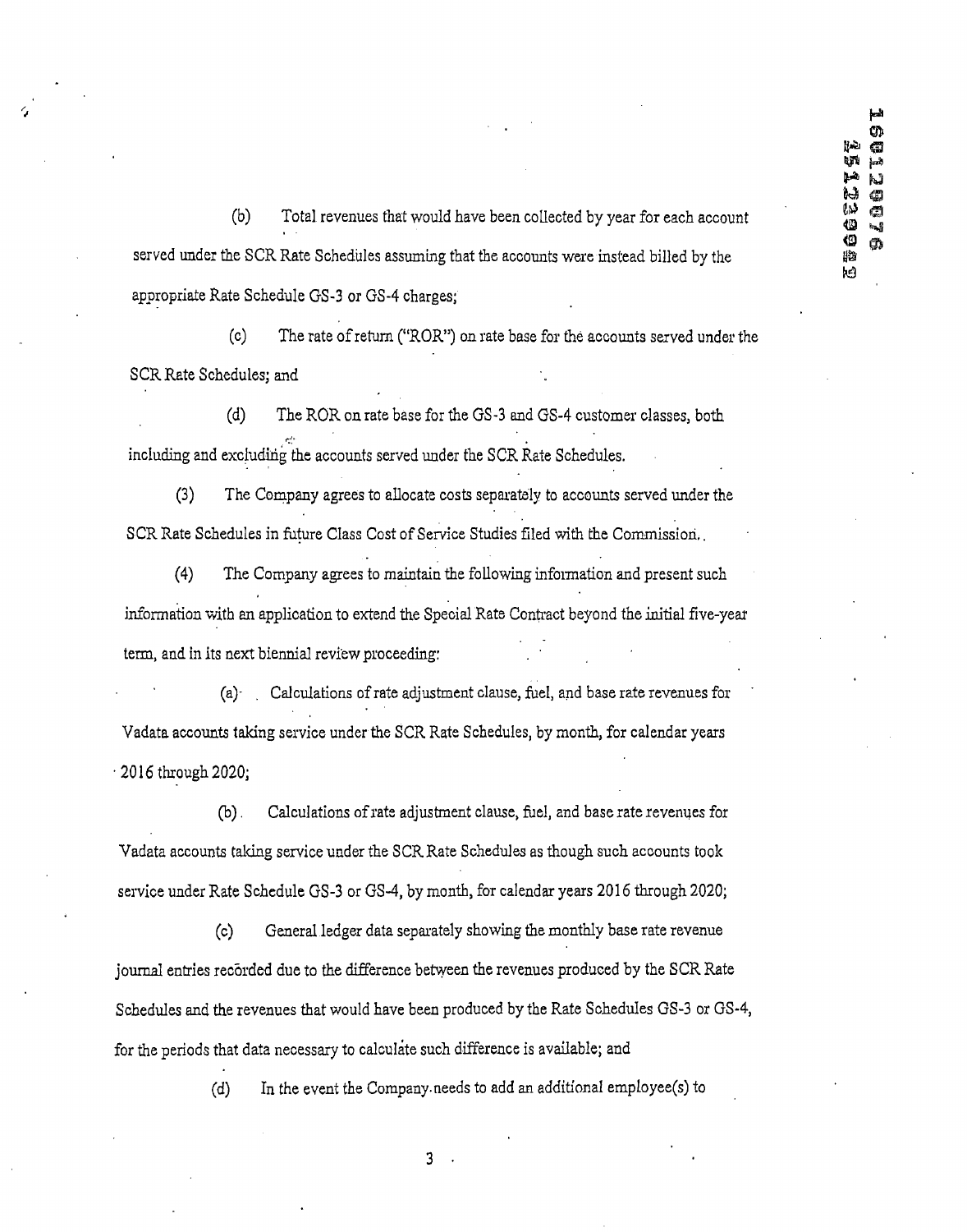(b) Total revenues that would have been collected by year for each account served under the SCR Rate Schedules assuming that the accounts were instead billed by the appropriate Rate Schedule GS-3 or GS-4 charges;

(c) The rate of return ("ROR") on rate base for the accounts served under the SCR Rate Schedules; and

(d) The ROR on rate base for the GS-3 and GS-4 customer classes, both including and excluding the accounts served under the SCR Rate Schedules.

(3) The Company agrees to allocate costs separately to accounts served under the SCR Rate Schedules in future Class Cost of Service Studies filed with the Commission.

(4) The Company agrees to maintain the following information and present such information with an application to extend the Special Rate Contract beyond the initial five-year term, and in its next biennial review proceeding:

(a) Calculations of rate adjustment clause, fuel, and base rate revenues for Vadata accounts taking service under the SCR Rate Schedules, by month, for calendar years 2016 through 2020;

(b) Calculations of rate adjustment clause, fuel, and base rate revenues for Vadata accounts taking service under the SCR Rate Schedules as though such accounts took service under Rate Schedule GS-3 or GS-4, by month, for calendar years 2016 through 2020;

(c) General ledger data separately showing the monthly base rate revenue journal entries recorded due to the difference between the revenues produced by the SCR Rate Schedules and the revenues that would have been produced by the Rate Schedules GS-3 or GS-4, for the periods that data necessary to calculate such difference is available; and

(d) In the event the Company needs to add an additional employee(s) to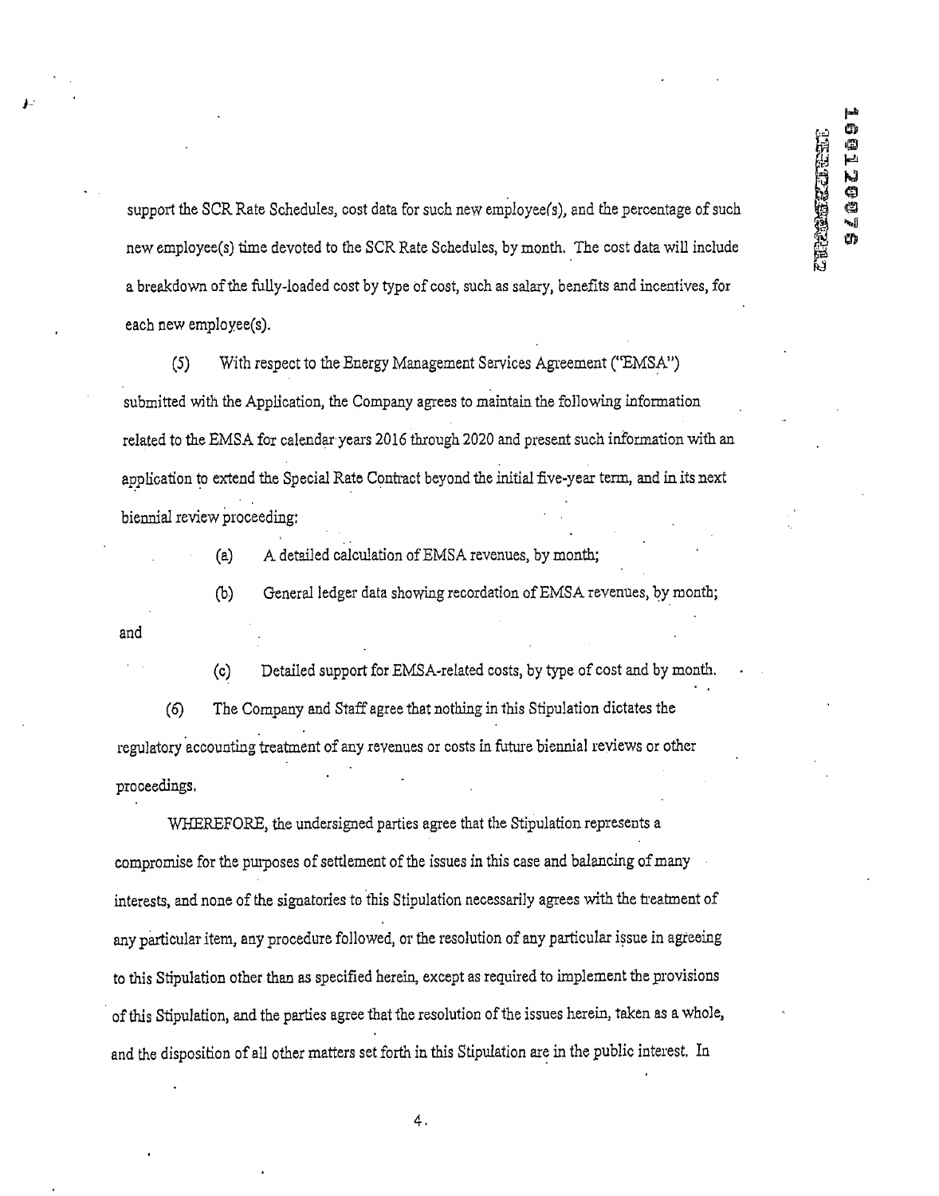support the SCR Rate Schedules, cost data for such new employee(s), and the percentage of such new employee(s) time devoted to the SCR Rate Schedules, by month. The cost data will include a breakdown of the fully-loaded cost by type of cost, such as salary, benefits and incentives, for each new employee(s).

(5) With respect to the Energy Management Services Agreement ("EMSA") submitted with the Application, the Company agrees to maintain the following information related to the EMSA for calendar years 2016 through 2020 and present such information with an application to extend the Special Rate Contract beyond the initial five-year term, and in its next biennial review proceeding:

(a) A detailed calculation of EMSA revenues, by month;

(b) General ledger data showing recordation of EMSA revenues, by month;

and

(c) Detailed support for EMSA-related costs, by type of cost and by month.

(6) The Company and Staff agree that nothing in this Stipulation dictates the regulatory accounting treatment of any revenues or costs in future biennial reviews or other proceedings.

WHEREFORE, the undersigned parties agree that the Stipulation represents a compromise for the purposes of settlement of the issues in this case and balancing of many interests, and none of the signatories to this Stipulation necessarily agrees with the treatment of any particular item, any procedure followed, or the resolution of any particular issue in agreeing to this Stipulation other than as specified herein, except as required to implement the provisions of this Stipulation, and the parties agree that the resolution of the issues herein, taken as a whole, and the disposition of all other matters set forth in this Stipulation are in the public interest. In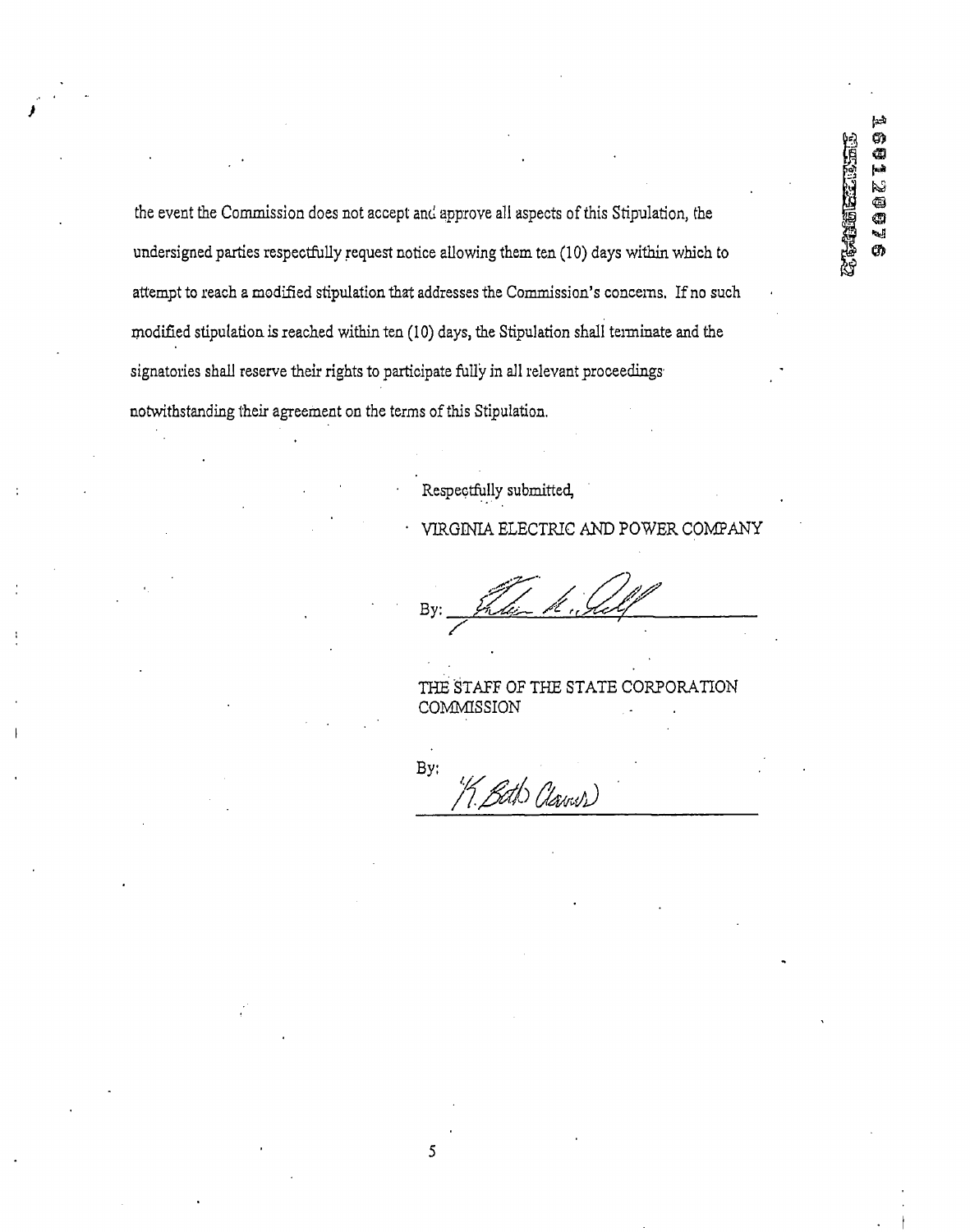the event the Commission does not accept and approve all aspects of this Stipulation, the undersigned parties respectfully request notice allowing them ten (10) days within which to attempt to reach a modified stipulation that addresses the Commission's concerns. If no such modified stipulation is reached within ten (10) days, the Stipulation shall terminate and the signatories shall reserve their rights to participate fully in all relevant proceedings notwithstanding their agreement on the terms of this Stipulation.

Respectfully submitted,

VIRGINIA ELECTRIC AND POWER COMPANY

By: ______________________________

THE STAFF OF THE STATE CORPORATION COMMISSION

By: ______________________________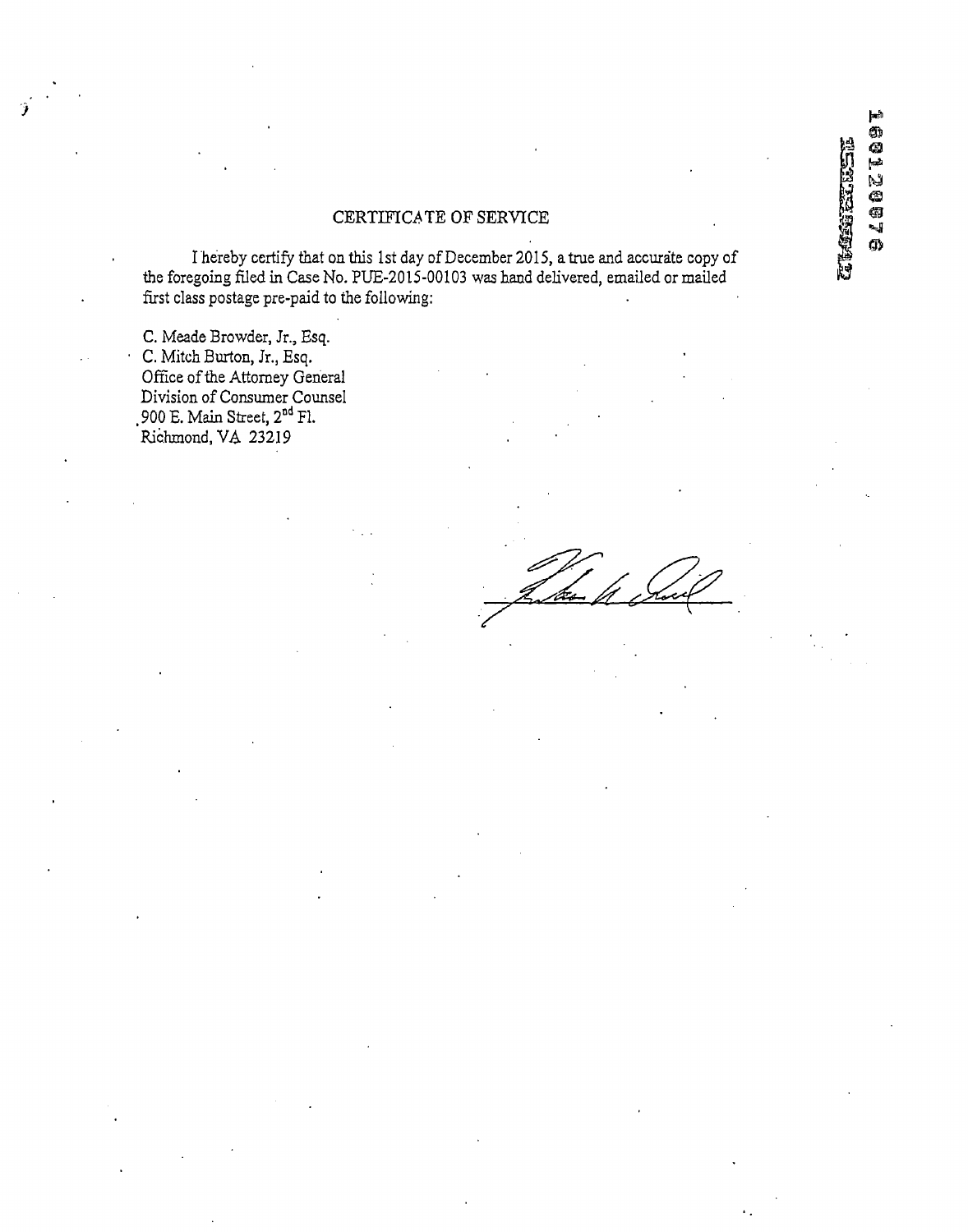## CERTIFICATE OF SERVICE

I hereby certify that on this 1st day of December 2015, a true and accurate copy of the foregoing filed in Case No. PUE-2015-00103 was hand delivered, emailed or mailed first class postage pre-paid to the following:

C. Meade Browder, Jr., Esq.
C. Mitch Burton, Jr., Esq.
Office of the Attorney General
Division of Consumer Counsel
900 E. Main Street, 2nd Fl.
Richmond, VA 23219